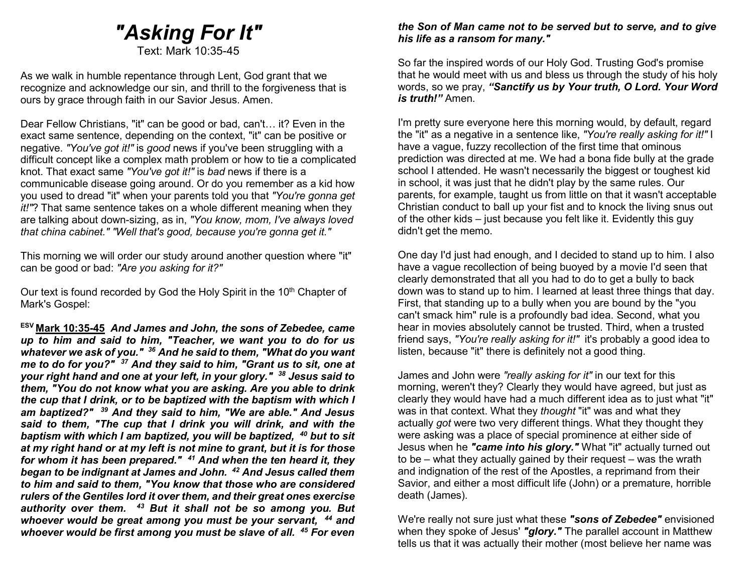# *"Asking For It"*

Text: Mark 10:35-45

As we walk in humble repentance through Lent, God grant that we recognize and acknowledge our sin, and thrill to the forgiveness that is ours by grace through faith in our Savior Jesus. Amen.

Dear Fellow Christians, "it" can be good or bad, can't… it? Even in the exact same sentence, depending on the context, "it" can be positive or negative. *"You've got it!"* is *good* news if you've been struggling with a difficult concept like a complex math problem or how to tie a complicated knot. That exact same *"You've got it!"* is *bad* news if there is a communicable disease going around. Or do you remember as a kid how you used to dread "it" when your parents told you that *"You're gonna get it!"*? That same sentence takes on a whole different meaning when they are talking about down-sizing, as in, *"You know, mom, I've always loved that china cabinet." "Well that's good, because you're gonna get it."*

This morning we will order our study around another question where "it" can be good or bad: *"Are you asking for it?"*

Our text is found recorded by God the Holy Spirit in the 10th Chapter of Mark's Gospel:

**ESV <u>Mark 10:35-45</u>** ***And James and John, the sons of Zebedee, came up to him and said to him, "Teacher, we want you to do for us whatever we ask of you." 36 And he said to them, "What do you want me to do for you?" 37 And they said to him, "Grant us to sit, one at your right hand and one at your left, in your glory." 38 Jesus said to them, "You do not know what you are asking. Are you able to drink the cup that I drink, or to be baptized with the baptism with which I am baptized?" 39 And they said to him, "We are able." And Jesus said to them, "The cup that I drink you will drink, and with the baptism with which I am baptized, you will be baptized, 40 but to sit at my right hand or at my left is not mine to grant, but it is for those for whom it has been prepared." 41 And when the ten heard it, they began to be indignant at James and John. 42 And Jesus called them to him and said to them, "You know that those who are considered rulers of the Gentiles lord it over them, and their great ones exercise authority over them. 43 But it shall not be so among you. But whoever would be great among you must be your servant, 44 and whoever would be first among you must be slave of all. 45 For even the Son of Man came not to be served but to serve, and to give his life as a ransom for many."***

So far the inspired words of our Holy God. Trusting God's promise that he would meet with us and bless us through the study of his holy words, so we pray, ***"Sanctify us by Your truth, O Lord. Your Word is truth!"*** Amen.

I'm pretty sure everyone here this morning would, by default, regard the "it" as a negative in a sentence like, *"You're really asking for it!"* I have a vague, fuzzy recollection of the first time that ominous prediction was directed at me. We had a bona fide bully at the grade school I attended. He wasn't necessarily the biggest or toughest kid in school, it was just that he didn't play by the same rules. Our parents, for example, taught us from little on that it wasn't acceptable Christian conduct to ball up your fist and to knock the living snus out of the other kids – just because you felt like it. Evidently this guy didn't get the memo.

One day I'd just had enough, and I decided to stand up to him. I also have a vague recollection of being buoyed by a movie I'd seen that clearly demonstrated that all you had to do to get a bully to back down was to stand up to him. I learned at least three things that day. First, that standing up to a bully when you are bound by the "you can't smack him" rule is a profoundly bad idea. Second, what you hear in movies absolutely cannot be trusted. Third, when a trusted friend says, *"You're really asking for it!"* it's probably a good idea to listen, because "it" there is definitely not a good thing.

James and John were *"really asking for it"* in our text for this morning, weren't they? Clearly they would have agreed, but just as clearly they would have had a much different idea as to just what "it" was in that context. What they *thought* "it" was and what they actually *got* were two very different things. What they thought they were asking was a place of special prominence at either side of Jesus when he ***"came into his glory."*** What "it" actually turned out to be – what they actually gained by their request – was the wrath and indignation of the rest of the Apostles, a reprimand from their Savior, and either a most difficult life (John) or a premature, horrible death (James).

We're really not sure just what these ***"sons of Zebedee"*** envisioned when they spoke of Jesus' ***"glory."*** The parallel account in Matthew tells us that it was actually their mother (most believe her name was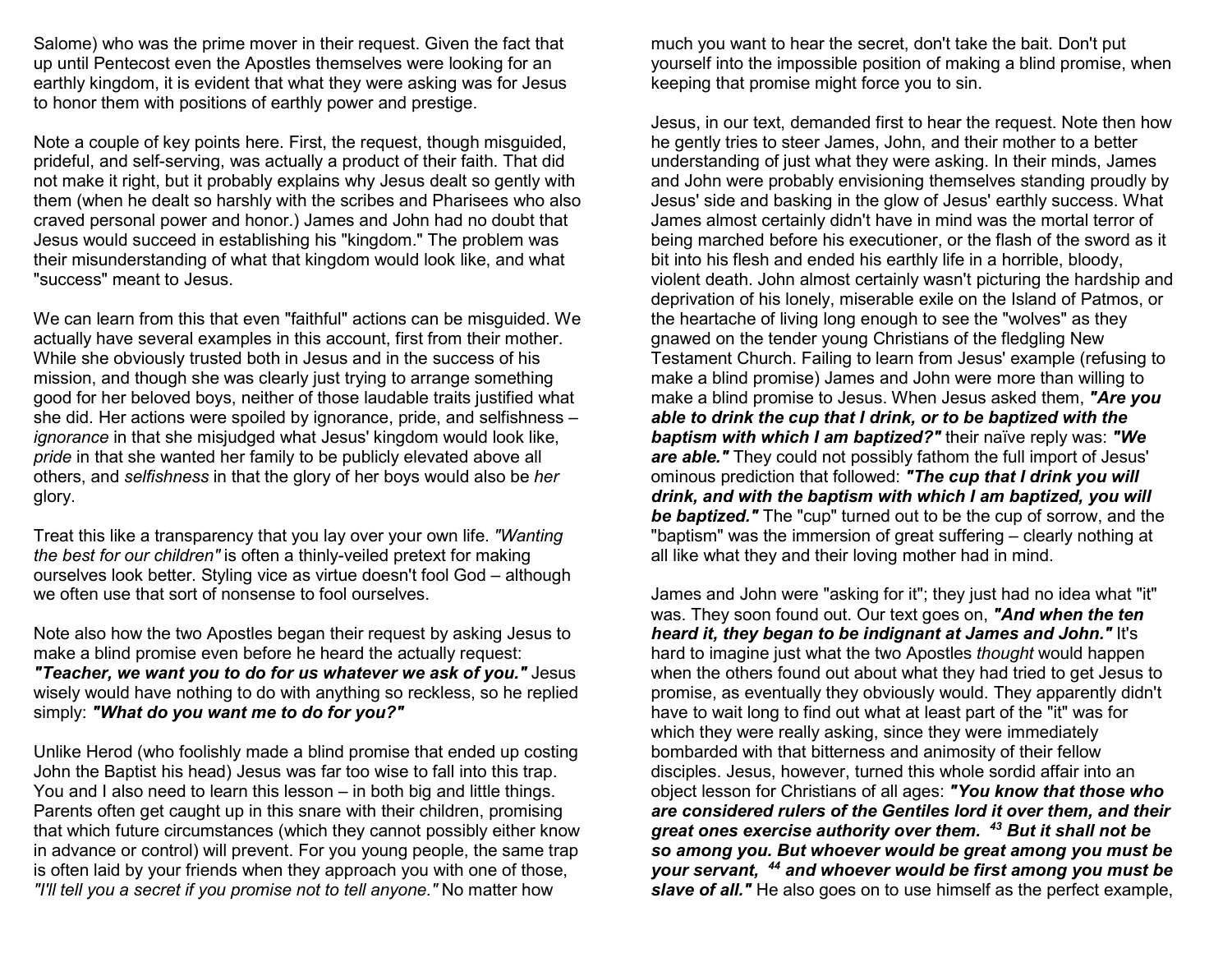Salome) who was the prime mover in their request. Given the fact that up until Pentecost even the Apostles themselves were looking for an earthly kingdom, it is evident that what they were asking was for Jesus to honor them with positions of earthly power and prestige.

Note a couple of key points here. First, the request, though misguided, prideful, and self-serving, was actually a product of their faith. That did not make it right, but it probably explains why Jesus dealt so gently with them (when he dealt so harshly with the scribes and Pharisees who also craved personal power and honor.) James and John had no doubt that Jesus would succeed in establishing his "kingdom." The problem was their misunderstanding of what that kingdom would look like, and what "success" meant to Jesus.

We can learn from this that even "faithful" actions can be misguided. We actually have several examples in this account, first from their mother. While she obviously trusted both in Jesus and in the success of his mission, and though she was clearly just trying to arrange something good for her beloved boys, neither of those laudable traits justified what she did. Her actions were spoiled by ignorance, pride, and selfishness – *ignorance* in that she misjudged what Jesus' kingdom would look like, *pride* in that she wanted her family to be publicly elevated above all others, and *selfishness* in that the glory of her boys would also be *her* glory.

Treat this like a transparency that you lay over your own life. *"Wanting the best for our children"* is often a thinly-veiled pretext for making ourselves look better. Styling vice as virtue doesn't fool God – although we often use that sort of nonsense to fool ourselves.

Note also how the two Apostles began their request by asking Jesus to make a blind promise even before he heard the actually request: ***"Teacher, we want you to do for us whatever we ask of you."*** Jesus wisely would have nothing to do with anything so reckless, so he replied simply: ***"What do you want me to do for you?"***

Unlike Herod (who foolishly made a blind promise that ended up costing John the Baptist his head) Jesus was far too wise to fall into this trap. You and I also need to learn this lesson – in both big and little things. Parents often get caught up in this snare with their children, promising that which future circumstances (which they cannot possibly either know in advance or control) will prevent. For you young people, the same trap is often laid by your friends when they approach you with one of those, *"I'll tell you a secret if you promise not to tell anyone."* No matter how much you want to hear the secret, don't take the bait. Don't put yourself into the impossible position of making a blind promise, when keeping that promise might force you to sin.

Jesus, in our text, demanded first to hear the request. Note then how he gently tries to steer James, John, and their mother to a better understanding of just what they were asking. In their minds, James and John were probably envisioning themselves standing proudly by Jesus' side and basking in the glow of Jesus' earthly success. What James almost certainly didn't have in mind was the mortal terror of being marched before his executioner, or the flash of the sword as it bit into his flesh and ended his earthly life in a horrible, bloody, violent death. John almost certainly wasn't picturing the hardship and deprivation of his lonely, miserable exile on the Island of Patmos, or the heartache of living long enough to see the "wolves" as they gnawed on the tender young Christians of the fledgling New Testament Church. Failing to learn from Jesus' example (refusing to make a blind promise) James and John were more than willing to make a blind promise to Jesus. When Jesus asked them, ***"Are you able to drink the cup that I drink, or to be baptized with the baptism with which I am baptized?"*** their naïve reply was: ***"We are able."*** They could not possibly fathom the full import of Jesus' ominous prediction that followed: ***"The cup that I drink you will drink, and with the baptism with which I am baptized, you will be baptized."*** The "cup" turned out to be the cup of sorrow, and the "baptism" was the immersion of great suffering – clearly nothing at all like what they and their loving mother had in mind.

James and John were "asking for it"; they just had no idea what "it" was. They soon found out. Our text goes on, ***"And when the ten heard it, they began to be indignant at James and John."*** It's hard to imagine just what the two Apostles *thought* would happen when the others found out about what they had tried to get Jesus to promise, as eventually they obviously would. They apparently didn't have to wait long to find out what at least part of the "it" was for which they were really asking, since they were immediately bombarded with that bitterness and animosity of their fellow disciples. Jesus, however, turned this whole sordid affair into an object lesson for Christians of all ages: ***"You know that those who are considered rulers of the Gentiles lord it over them, and their great ones exercise authority over them. [43] But it shall not be so among you. But whoever would be great among you must be your servant, [44] and whoever would be first among you must be slave of all."*** He also goes on to use himself as the perfect example,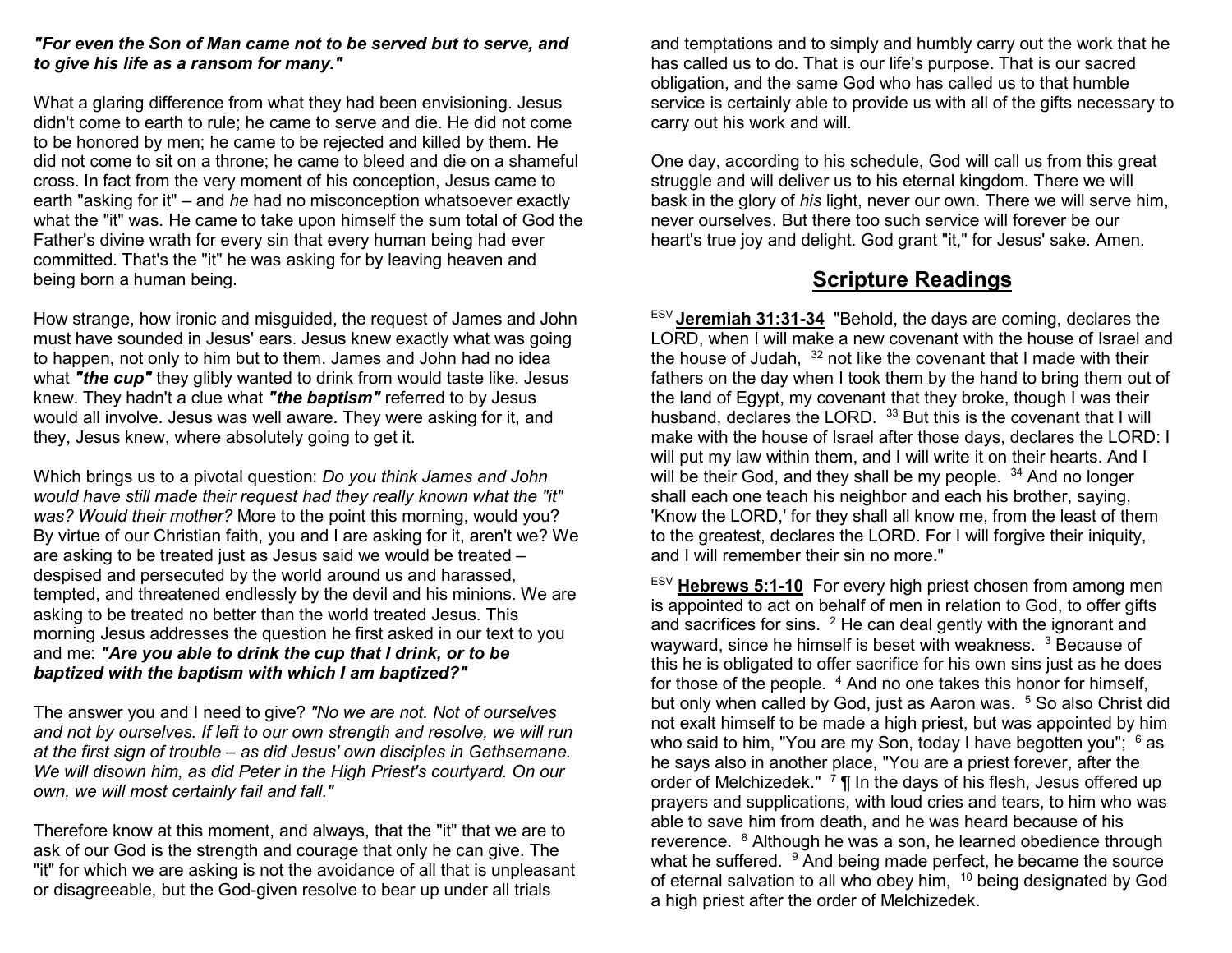***"For even the Son of Man came not to be served but to serve, and to give his life as a ransom for many."***

What a glaring difference from what they had been envisioning. Jesus didn't come to earth to rule; he came to serve and die. He did not come to be honored by men; he came to be rejected and killed by them. He did not come to sit on a throne; he came to bleed and die on a shameful cross. In fact from the very moment of his conception, Jesus came to earth "asking for it" – and *he* had no misconception whatsoever exactly what the "it" was. He came to take upon himself the sum total of God the Father's divine wrath for every sin that every human being had ever committed. That's the "it" he was asking for by leaving heaven and being born a human being.

How strange, how ironic and misguided, the request of James and John must have sounded in Jesus' ears. Jesus knew exactly what was going to happen, not only to him but to them. James and John had no idea what ***"the cup"*** they glibly wanted to drink from would taste like. Jesus knew. They hadn't a clue what ***"the baptism"*** referred to by Jesus would all involve. Jesus was well aware. They were asking for it, and they, Jesus knew, where absolutely going to get it.

Which brings us to a pivotal question: *Do you think James and John would have still made their request had they really known what the "it" was? Would their mother?* More to the point this morning, would you? By virtue of our Christian faith, you and I are asking for it, aren't we? We are asking to be treated just as Jesus said we would be treated – despised and persecuted by the world around us and harassed, tempted, and threatened endlessly by the devil and his minions. We are asking to be treated no better than the world treated Jesus. This morning Jesus addresses the question he first asked in our text to you and me: ***"Are you able to drink the cup that I drink, or to be baptized with the baptism with which I am baptized?"***

The answer you and I need to give? *"No we are not. Not of ourselves and not by ourselves. If left to our own strength and resolve, we will run at the first sign of trouble – as did Jesus' own disciples in Gethsemane. We will disown him, as did Peter in the High Priest's courtyard. On our own, we will most certainly fail and fall."*

Therefore know at this moment, and always, that the "it" that we are to ask of our God is the strength and courage that only he can give. The "it" for which we are asking is not the avoidance of all that is unpleasant or disagreeable, but the God-given resolve to bear up under all trials and temptations and to simply and humbly carry out the work that he has called us to do. That is our life's purpose. That is our sacred obligation, and the same God who has called us to that humble service is certainly able to provide us with all of the gifts necessary to carry out his work and will.

One day, according to his schedule, God will call us from this great struggle and will deliver us to his eternal kingdom. There we will bask in the glory of *his* light, never our own. There we will serve him, never ourselves. But there too such service will forever be our heart's true joy and delight. God grant "it," for Jesus' sake. Amen.

## Scripture Readings

ESV **Jeremiah 31:31-34** "Behold, the days are coming, declares the LORD, when I will make a new covenant with the house of Israel and the house of Judah, 32 not like the covenant that I made with their fathers on the day when I took them by the hand to bring them out of the land of Egypt, my covenant that they broke, though I was their husband, declares the LORD. 33 But this is the covenant that I will make with the house of Israel after those days, declares the LORD: I will put my law within them, and I will write it on their hearts. And I will be their God, and they shall be my people. 34 And no longer shall each one teach his neighbor and each his brother, saying, 'Know the LORD,' for they shall all know me, from the least of them to the greatest, declares the LORD. For I will forgive their iniquity, and I will remember their sin no more."

ESV **Hebrews 5:1-10** For every high priest chosen from among men is appointed to act on behalf of men in relation to God, to offer gifts and sacrifices for sins. 2 He can deal gently with the ignorant and wayward, since he himself is beset with weakness. 3 Because of this he is obligated to offer sacrifice for his own sins just as he does for those of the people. 4 And no one takes this honor for himself, but only when called by God, just as Aaron was. 5 So also Christ did not exalt himself to be made a high priest, but was appointed by him who said to him, "You are my Son, today I have begotten you"; 6 as he says also in another place, "You are a priest forever, after the order of Melchizedek." 7 ¶ In the days of his flesh, Jesus offered up prayers and supplications, with loud cries and tears, to him who was able to save him from death, and he was heard because of his reverence. 8 Although he was a son, he learned obedience through what he suffered. 9 And being made perfect, he became the source of eternal salvation to all who obey him, 10 being designated by God a high priest after the order of Melchizedek.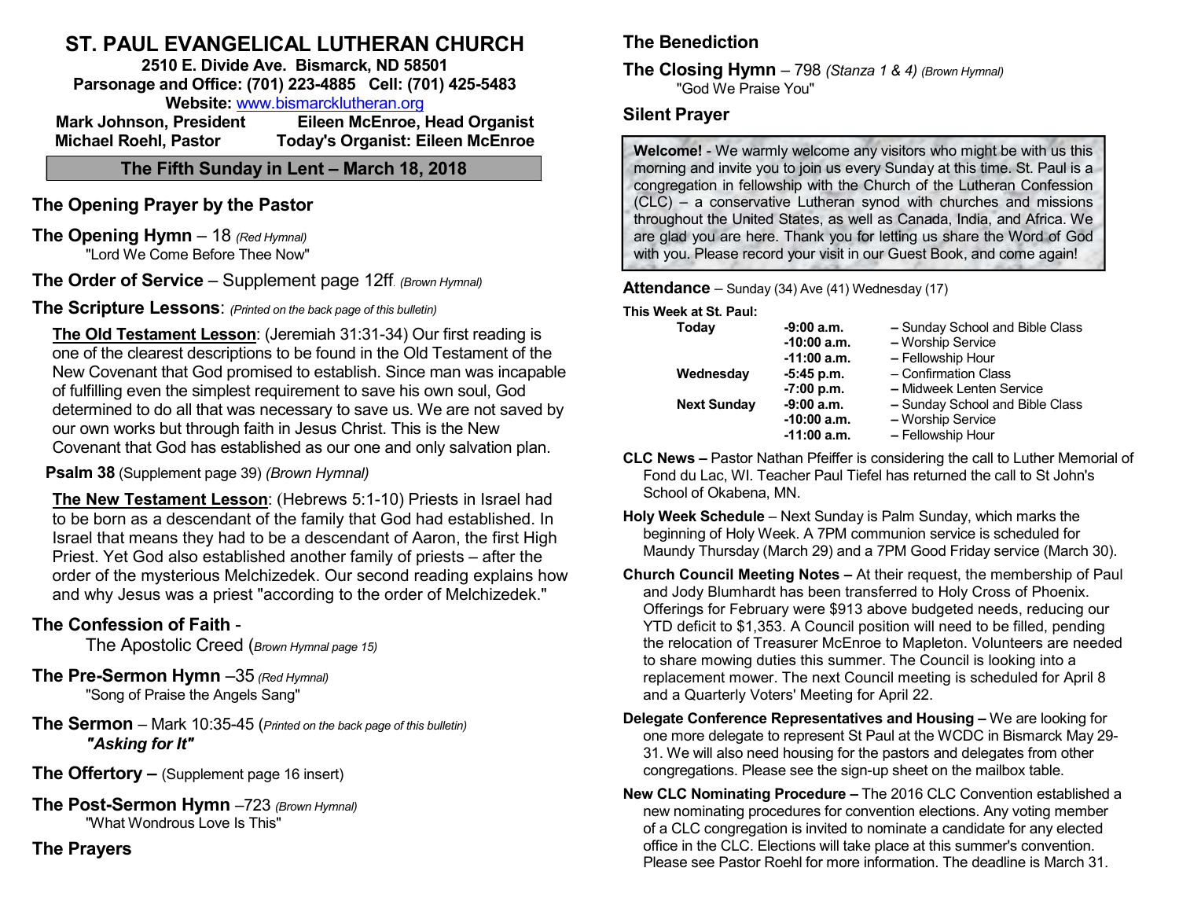# ST. PAUL EVANGELICAL LUTHERAN CHURCH

**2510 E. Divide Ave. Bismarck, ND 58501**
**Parsonage and Office: (701) 223-4885 Cell: (701) 425-5483**
**Website:** www.bismarcklutheran.org

**Mark Johnson, President** — **Eileen McEnroe, Head Organist**
**Michael Roehl, Pastor** — **Today's Organist: Eileen McEnroe**

## The Fifth Sunday in Lent – March 18, 2018

### The Opening Prayer by the Pastor

**The Opening Hymn** – 18 *(Red Hymnal)*
"Lord We Come Before Thee Now"

**The Order of Service** – Supplement page 12ff. *(Brown Hymnal)*

**The Scripture Lessons**: *(Printed on the back page of this bulletin)*

**The Old Testament Lesson**: (Jeremiah 31:31-34) Our first reading is one of the clearest descriptions to be found in the Old Testament of the New Covenant that God promised to establish. Since man was incapable of fulfilling even the simplest requirement to save his own soul, God determined to do all that was necessary to save us. We are not saved by our own works but through faith in Jesus Christ. This is the New Covenant that God has established as our one and only salvation plan.

**Psalm 38** (Supplement page 39) *(Brown Hymnal)*

**The New Testament Lesson**: (Hebrews 5:1-10) Priests in Israel had to be born as a descendant of the family that God had established. In Israel that means they had to be a descendant of Aaron, the first High Priest. Yet God also established another family of priests – after the order of the mysterious Melchizedek. Our second reading explains how and why Jesus was a priest "according to the order of Melchizedek."

**The Confession of Faith** -
The Apostolic Creed (*Brown Hymnal page 15)*

**The Pre-Sermon Hymn** –35 *(Red Hymnal)*
"Song of Praise the Angels Sang"

**The Sermon** – Mark 10:35-45 (*Printed on the back page of this bulletin)*
***"Asking for It"***

**The Offertory –** (Supplement page 16 insert)

**The Post-Sermon Hymn** –723 *(Brown Hymnal)*
"What Wondrous Love Is This"

### The Prayers

### The Benediction

**The Closing Hymn** – 798 *(Stanza 1 & 4) (Brown Hymnal)*
"God We Praise You"

### Silent Prayer

**Welcome!** - We warmly welcome any visitors who might be with us this morning and invite you to join us every Sunday at this time. St. Paul is a congregation in fellowship with the Church of the Lutheran Confession (CLC) – a conservative Lutheran synod with churches and missions throughout the United States, as well as Canada, India, and Africa. We are glad you are here. Thank you for letting us share the Word of God with you. Please record your visit in our Guest Book, and come again!

**Attendance** – Sunday (34) Ave (41) Wednesday (17)

**This Week at St. Paul:**

| | | |
|---|---|---|
| **Today** | **-9:00 a.m.** | – Sunday School and Bible Class |
| | **-10:00 a.m.** | – Worship Service |
| | **-11:00 a.m.** | – Fellowship Hour |
| **Wednesday** | **-5:45 p.m.** | – Confirmation Class |
| | **-7:00 p.m.** | – Midweek Lenten Service |
| **Next Sunday** | **-9:00 a.m.** | – Sunday School and Bible Class |
| | **-10:00 a.m.** | – Worship Service |
| | **-11:00 a.m.** | – Fellowship Hour |

**CLC News –** Pastor Nathan Pfeiffer is considering the call to Luther Memorial of Fond du Lac, WI. Teacher Paul Tiefel has returned the call to St John's School of Okabena, MN.

**Holy Week Schedule** – Next Sunday is Palm Sunday, which marks the beginning of Holy Week. A 7PM communion service is scheduled for Maundy Thursday (March 29) and a 7PM Good Friday service (March 30).

**Church Council Meeting Notes –** At their request, the membership of Paul and Jody Blumhardt has been transferred to Holy Cross of Phoenix. Offerings for February were $913 above budgeted needs, reducing our YTD deficit to $1,353. A Council position will need to be filled, pending the relocation of Treasurer McEnroe to Mapleton. Volunteers are needed to share mowing duties this summer. The Council is looking into a replacement mower. The next Council meeting is scheduled for April 8 and a Quarterly Voters' Meeting for April 22.

**Delegate Conference Representatives and Housing –** We are looking for one more delegate to represent St Paul at the WCDC in Bismarck May 29-31. We will also need housing for the pastors and delegates from other congregations. Please see the sign-up sheet on the mailbox table.

**New CLC Nominating Procedure –** The 2016 CLC Convention established a new nominating procedures for convention elections. Any voting member of a CLC congregation is invited to nominate a candidate for any elected office in the CLC. Elections will take place at this summer's convention. Please see Pastor Roehl for more information. The deadline is March 31.